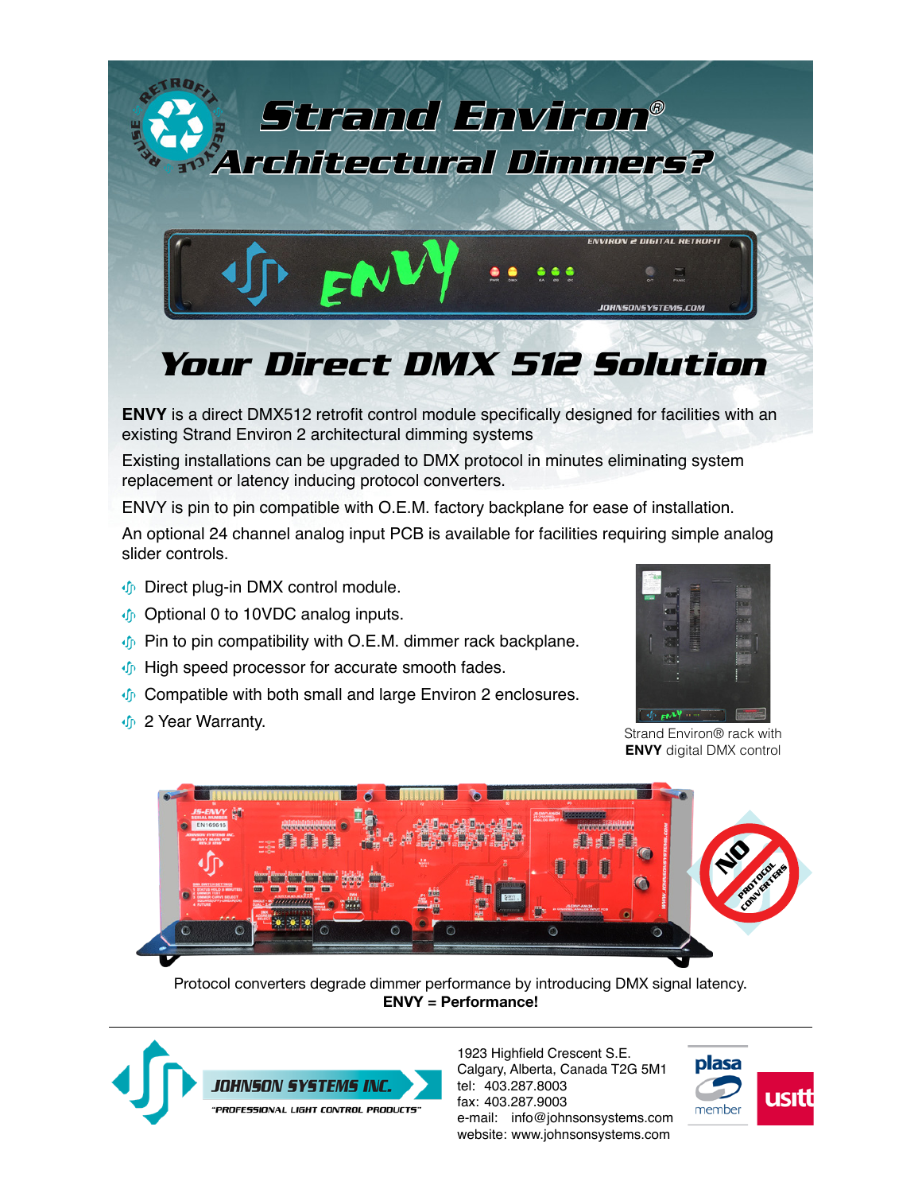# Strand Environ® Architectural Dimmers?

## Your Direct DMX 512 Solution

**ENVY** is a direct DMX512 retrofit control module specifically designed for facilities with an existing Strand Environ 2 architectural dimming systems

Existing installations can be upgraded to DMX protocol in minutes eliminating system replacement or latency inducing protocol converters.

ENVY is pin to pin compatible with O.E.M. factory backplane for ease of installation.

An optional 24 channel analog input PCB is available for facilities requiring simple analog slider controls.

- Direct plug-in DMX control module.
- Optional 0 to 10VDC analog inputs.
- Pin to pin compatibility with O.E.M. dimmer rack backplane.
- High speed processor for accurate smooth fades.
- Compatible with both small and large Environ 2 enclosures.
- 2 Year Warranty.

Strand Environ® rack with **ENVY** digital DMX control

Protocol converters degrade dimmer performance by introducing DMX signal latency.
**ENVY = Performance!**

---

**JOHNSON SYSTEMS INC.**
"PROFESSIONAL LIGHT CONTROL PRODUCTS"

1923 Highfield Crescent S.E.
Calgary, Alberta, Canada T2G 5M1
tel: 403.287.8003
fax: 403.287.9003
e-mail: info@johnsonsystems.com
website: www.johnsonsystems.com

plasa member | usitt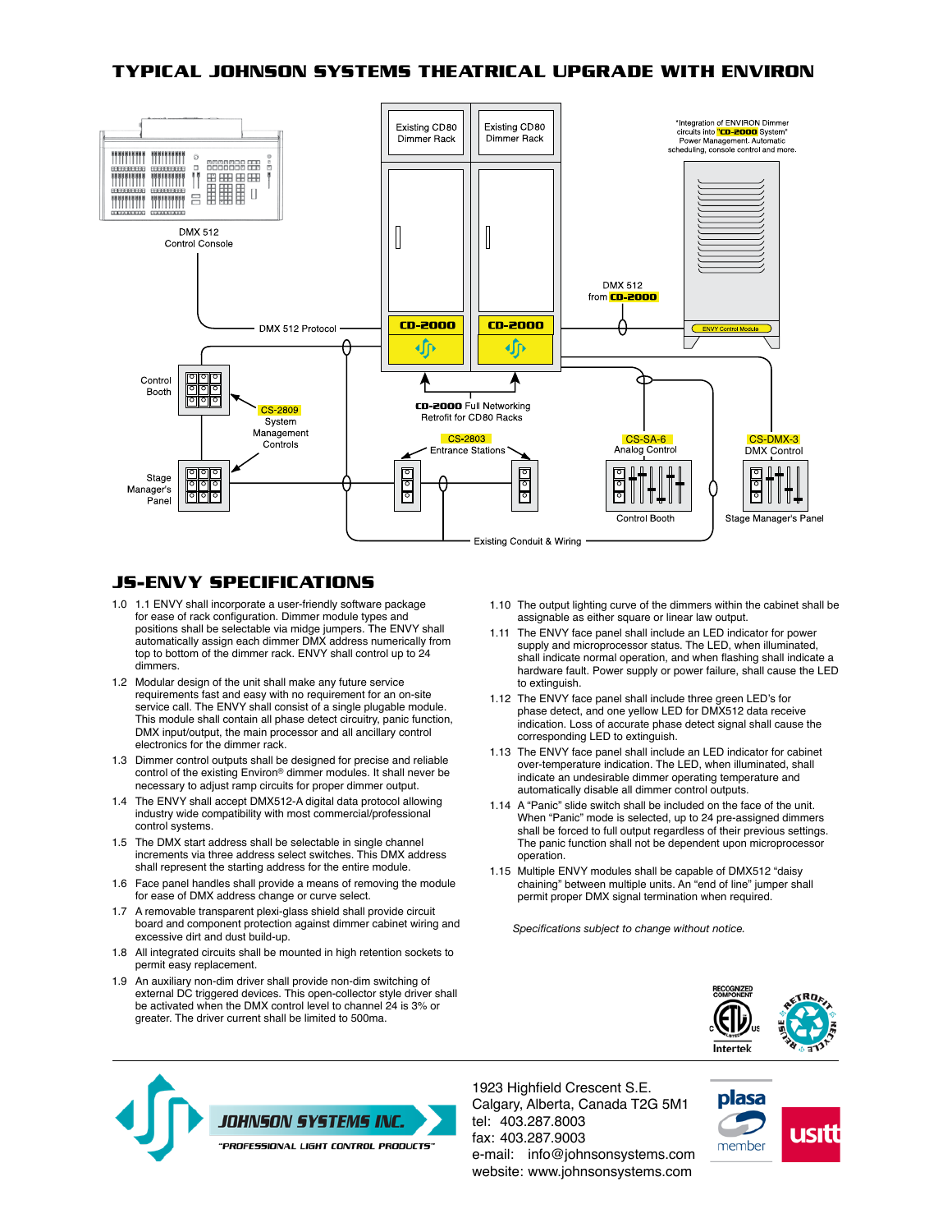# TYPICAL JOHNSON SYSTEMS THEATRICAL UPGRADE WITH ENVIRON

DMX 512 Control Console

Existing CD80 Dimmer Rack

Existing CD80 Dimmer Rack

*Integration of ENVIRON Dimmer circuits into "CD-2000 System" Power Management. Automatic scheduling, console control and more.

DMX 512 Protocol

CD-2000

CD-2000

DMX 512 from CD-2000

ENVY Control Module

Control Booth

CS-2809 System Management Controls

Stage Manager's Panel

CD-2000 Full Networking Retrofit for CD80 Racks

CS-2803 Entrance Stations

CS-SA-6 Analog Control

Control Booth

CS-DMX-3 DMX Control

Stage Manager's Panel

Existing Conduit & Wiring

## JS-ENVY SPECIFICATIONS

1.0 1.1 ENVY shall incorporate a user-friendly software package for ease of rack configuration. Dimmer module types and positions shall be selectable via midge jumpers. The ENVY shall automatically assign each dimmer DMX address numerically from top to bottom of the dimmer rack. ENVY shall control up to 24 dimmers.

1.2 Modular design of the unit shall make any future service requirements fast and easy with no requirement for an on-site service call. The ENVY shall consist of a single plugable module. This module shall contain all phase detect circuitry, panic function, DMX input/output, the main processor and all ancillary control electronics for the dimmer rack.

1.3 Dimmer control outputs shall be designed for precise and reliable control of the existing Environ® dimmer modules. It shall never be necessary to adjust ramp circuits for proper dimmer output.

1.4 The ENVY shall accept DMX512-A digital data protocol allowing industry wide compatibility with most commercial/professional control systems.

1.5 The DMX start address shall be selectable in single channel increments via three address select switches. This DMX address shall represent the starting address for the entire module.

1.6 Face panel handles shall provide a means of removing the module for ease of DMX address change or curve select.

1.7 A removable transparent plexi-glass shield shall provide circuit board and component protection against dimmer cabinet wiring and excessive dirt and dust build-up.

1.8 All integrated circuits shall be mounted in high retention sockets to permit easy replacement.

1.9 An auxiliary non-dim driver shall provide non-dim switching of external DC triggered devices. This open-collector style driver shall be activated when the DMX control level to channel 24 is 3% or greater. The driver current shall be limited to 500ma.

1.10 The output lighting curve of the dimmers within the cabinet shall be assignable as either square or linear law output.

1.11 The ENVY face panel shall include an LED indicator for power supply and microprocessor status. The LED, when illuminated, shall indicate normal operation, and when flashing shall indicate a hardware fault. Power supply or power failure, shall cause the LED to extinguish.

1.12 The ENVY face panel shall include three green LED's for phase detect, and one yellow LED for DMX512 data receive indication. Loss of accurate phase detect signal shall cause the corresponding LED to extinguish.

1.13 The ENVY face panel shall include an LED indicator for cabinet over-temperature indication. The LED, when illuminated, shall indicate an undesirable dimmer operating temperature and automatically disable all dimmer control outputs.

1.14 A "Panic" slide switch shall be included on the face of the unit. When "Panic" mode is selected, up to 24 pre-assigned dimmers shall be forced to full output regardless of their previous settings. The panic function shall not be dependent upon microprocessor operation.

1.15 Multiple ENVY modules shall be capable of DMX512 "daisy chaining" between multiple units. An "end of line" jumper shall permit proper DMX signal termination when required.

*Specifications subject to change without notice.*

JOHNSON SYSTEMS INC.
"PROFESSIONAL LIGHT CONTROL PRODUCTS"

1923 Highfield Crescent S.E.
Calgary, Alberta, Canada T2G 5M1
tel: 403.287.8003
fax: 403.287.9003
e-mail: info@johnsonsystems.com
website: www.johnsonsystems.com